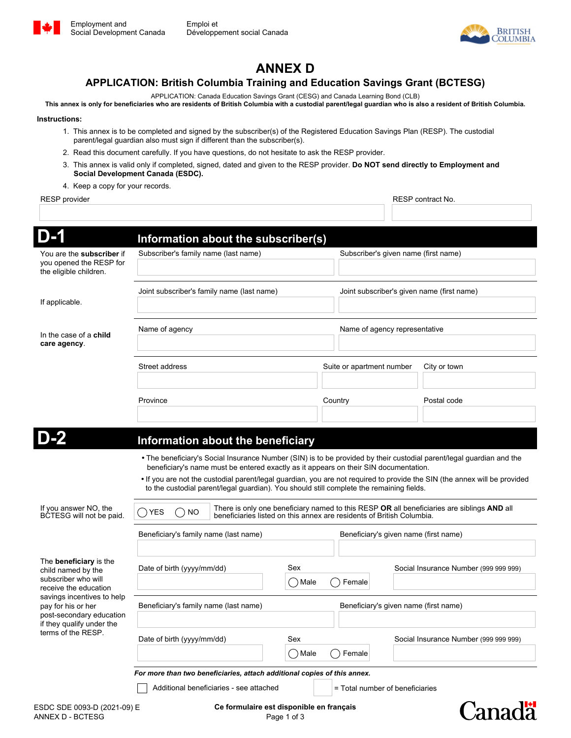Employment and Social Development Canada | Emploi et Développement social Canada

# ANNEX D

## APPLICATION: British Columbia Training and Education Savings Grant (BCTESG)

APPLICATION: Canada Education Savings Grant (CESG) and Canada Learning Bond (CLB)

**This annex is only for beneficiaries who are residents of British Columbia with a custodial parent/legal guardian who is also a resident of British Columbia.**

**Instructions:**

1. This annex is to be completed and signed by the subscriber(s) of the Registered Education Savings Plan (RESP). The custodial parent/legal guardian also must sign if different than the subscriber(s).
2. Read this document carefully. If you have questions, do not hesitate to ask the RESP provider.
3. This annex is valid only if completed, signed, dated and given to the RESP provider. **Do NOT send directly to Employment and Social Development Canada (ESDC).**
4. Keep a copy for your records.

| RESP provider | RESP contract No. |
|---|---|
| | |

## D-1 Information about the subscriber(s)

You are the **subscriber** if you opened the RESP for the eligible children.

| Subscriber's family name (last name) | Subscriber's given name (first name) |
|---|---|
| | |

If applicable.

| Joint subscriber's family name (last name) | Joint subscriber's given name (first name) |
|---|---|
| | |

In the case of a **child care agency**.

| Name of agency | Name of agency representative |
|---|---|
| | |

| Street address | Suite or apartment number | City or town |
|---|---|---|
| | | |

| Province | Country | Postal code |
|---|---|---|
| | | |

## D-2 Information about the beneficiary

- The beneficiary's Social Insurance Number (SIN) is to be provided by their custodial parent/legal guardian and the beneficiary's name must be entered exactly as it appears on their SIN documentation.
- If you are not the custodial parent/legal guardian, you are not required to provide the SIN (the annex will be provided to the custodial parent/legal guardian). You should still complete the remaining fields.

If you answer NO, the BCTESG will not be paid.

◯ YES ◯ NO There is only one beneficiary named to this RESP **OR** all beneficiaries are siblings **AND** all beneficiaries listed on this annex are residents of British Columbia.

The **beneficiary** is the child named by the subscriber who will receive the education savings incentives to help pay for his or her post-secondary education if they qualify under the terms of the RESP.

| Beneficiary's family name (last name) | Beneficiary's given name (first name) | |
|---|---|---|
| | | |
| **Date of birth (yyyy/mm/dd)** | **Sex** | **Social Insurance Number (999 999 999)** |
| | ◯ Male ◯ Female | |

| Beneficiary's family name (last name) | Beneficiary's given name (first name) | |
|---|---|---|
| | | |
| **Date of birth (yyyy/mm/dd)** | **Sex** | **Social Insurance Number (999 999 999)** |
| | ◯ Male ◯ Female | |

***For more than two beneficiaries, attach additional copies of this annex.***

☐ Additional beneficiaries - see attached ☐ = Total number of beneficiaries

ESDC SDE 0093-D (2021-09) E
ANNEX D - BCTESG

**Ce formulaire est disponible en français**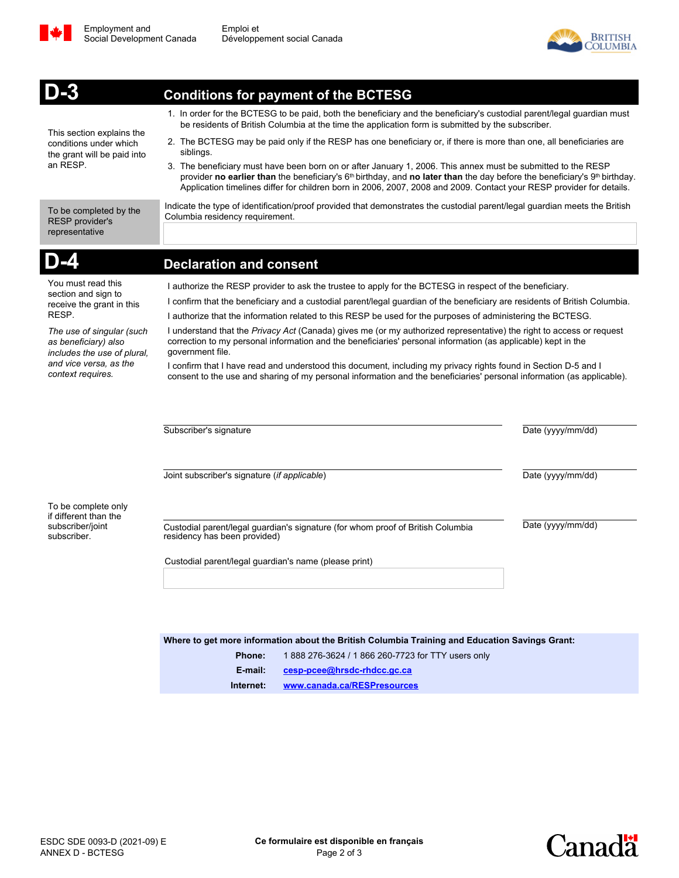## D-3 Conditions for payment of the BCTESG

This section explains the conditions under which the grant will be paid into an RESP.

1. In order for the BCTESG to be paid, both the beneficiary and the beneficiary's custodial parent/legal guardian must be residents of British Columbia at the time the application form is submitted by the subscriber.
2. The BCTESG may be paid only if the RESP has one beneficiary or, if there is more than one, all beneficiaries are siblings.
3. The beneficiary must have been born on or after January 1, 2006. This annex must be submitted to the RESP provider **no earlier than** the beneficiary's 6th birthday, and **no later than** the day before the beneficiary's 9th birthday. Application timelines differ for children born in 2006, 2007, 2008 and 2009. Contact your RESP provider for details.

To be completed by the RESP provider's representative

Indicate the type of identification/proof provided that demonstrates the custodial parent/legal guardian meets the British Columbia residency requirement.

## D-4 Declaration and consent

You must read this section and sign to receive the grant in this RESP.

*The use of singular (such as beneficiary) also includes the use of plural, and vice versa, as the context requires.*

I authorize the RESP provider to ask the trustee to apply for the BCTESG in respect of the beneficiary.

I confirm that the beneficiary and a custodial parent/legal guardian of the beneficiary are residents of British Columbia.

I authorize that the information related to this RESP be used for the purposes of administering the BCTESG.

I understand that the *Privacy Act* (Canada) gives me (or my authorized representative) the right to access or request correction to my personal information and the beneficiaries' personal information (as applicable) kept in the government file.

I confirm that I have read and understood this document, including my privacy rights found in Section D-5 and I consent to the use and sharing of my personal information and the beneficiaries' personal information (as applicable).

Subscriber's signature — Date (yyyy/mm/dd)

Joint subscriber's signature (*if applicable*) — Date (yyyy/mm/dd)

To be complete only if different than the subscriber/joint subscriber.

Custodial parent/legal guardian's signature (for whom proof of British Columbia residency has been provided) — Date (yyyy/mm/dd)

Custodial parent/legal guardian's name (please print)

**Where to get more information about the British Columbia Training and Education Savings Grant:**

**Phone:** 1 888 276-3624 / 1 866 260-7723 for TTY users only

**E-mail:** cesp-pcee@hrsdc-rhdcc.gc.ca

**Internet:** www.canada.ca/RESPresources

ESDC SDE 0093-D (2021-09) E
ANNEX D - BCTESG

**Ce formulaire est disponible en français**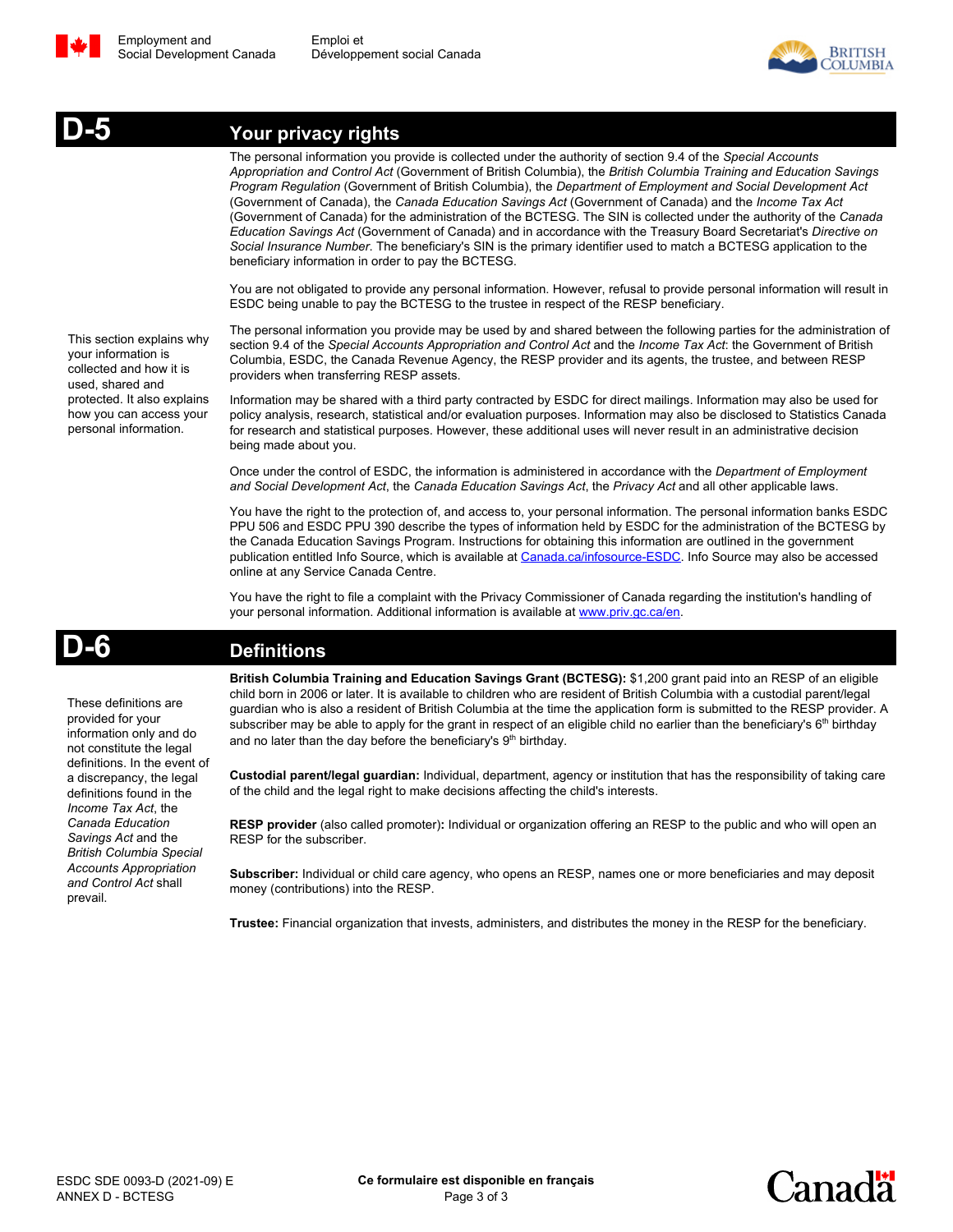## D-5 Your privacy rights

This section explains why your information is collected and how it is used, shared and protected. It also explains how you can access your personal information.

The personal information you provide is collected under the authority of section 9.4 of the *Special Accounts Appropriation and Control Act* (Government of British Columbia), the *British Columbia Training and Education Savings Program Regulation* (Government of British Columbia), the *Department of Employment and Social Development Act* (Government of Canada), the *Canada Education Savings Act* (Government of Canada) and the *Income Tax Act* (Government of Canada) for the administration of the BCTESG. The SIN is collected under the authority of the *Canada Education Savings Act* (Government of Canada) and in accordance with the Treasury Board Secretariat's *Directive on Social Insurance Number*. The beneficiary's SIN is the primary identifier used to match a BCTESG application to the beneficiary information in order to pay the BCTESG.

You are not obligated to provide any personal information. However, refusal to provide personal information will result in ESDC being unable to pay the BCTESG to the trustee in respect of the RESP beneficiary.

The personal information you provide may be used by and shared between the following parties for the administration of section 9.4 of the *Special Accounts Appropriation and Control Act* and the *Income Tax Act*: the Government of British Columbia, ESDC, the Canada Revenue Agency, the RESP provider and its agents, the trustee, and between RESP providers when transferring RESP assets.

Information may be shared with a third party contracted by ESDC for direct mailings. Information may also be used for policy analysis, research, statistical and/or evaluation purposes. Information may also be disclosed to Statistics Canada for research and statistical purposes. However, these additional uses will never result in an administrative decision being made about you.

Once under the control of ESDC, the information is administered in accordance with the *Department of Employment and Social Development Act*, the *Canada Education Savings Act*, the *Privacy Act* and all other applicable laws.

You have the right to the protection of, and access to, your personal information. The personal information banks ESDC PPU 506 and ESDC PPU 390 describe the types of information held by ESDC for the administration of the BCTESG by the Canada Education Savings Program. Instructions for obtaining this information are outlined in the government publication entitled Info Source, which is available at [Canada.ca/infosource-ESDC](Canada.ca/infosource-ESDC). Info Source may also be accessed online at any Service Canada Centre.

You have the right to file a complaint with the Privacy Commissioner of Canada regarding the institution's handling of your personal information. Additional information is available at [www.priv.gc.ca/en](www.priv.gc.ca/en).

## D-6 Definitions

These definitions are provided for your information only and do not constitute the legal definitions. In the event of a discrepancy, the legal definitions found in the *Income Tax Act*, the *Canada Education Savings Act* and the *British Columbia Special Accounts Appropriation and Control Act* shall prevail.

**British Columbia Training and Education Savings Grant (BCTESG):** $1,200 grant paid into an RESP of an eligible child born in 2006 or later. It is available to children who are resident of British Columbia with a custodial parent/legal guardian who is also a resident of British Columbia at the time the application form is submitted to the RESP provider. A subscriber may be able to apply for the grant in respect of an eligible child no earlier than the beneficiary's 6th birthday and no later than the day before the beneficiary's 9th birthday.

**Custodial parent/legal guardian:** Individual, department, agency or institution that has the responsibility of taking care of the child and the legal right to make decisions affecting the child's interests.

**RESP provider** (also called promoter)**:** Individual or organization offering an RESP to the public and who will open an RESP for the subscriber.

**Subscriber:** Individual or child care agency, who opens an RESP, names one or more beneficiaries and may deposit money (contributions) into the RESP.

**Trustee:** Financial organization that invests, administers, and distributes the money in the RESP for the beneficiary.

ESDC SDE 0093-D (2021-09) E
ANNEX D - BCTESG

Ce formulaire est disponible en français